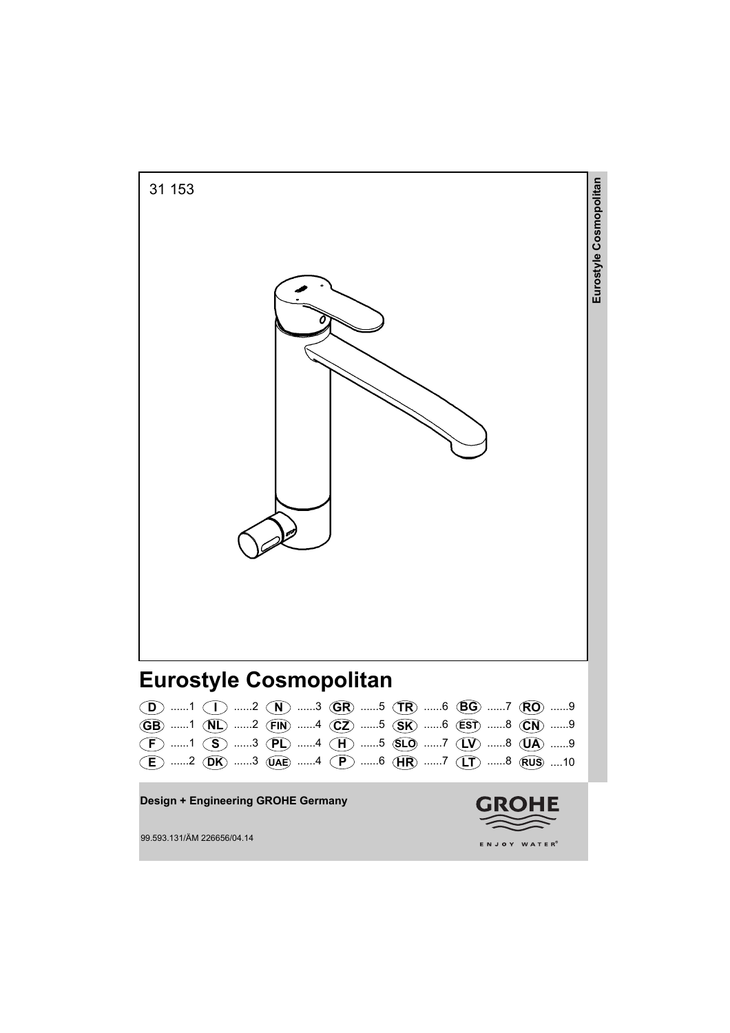31 153

Eurostyle Cosmopolitan

# Eurostyle Cosmopolitan

| | | | | | | |
|---|---|---|---|---|---|---|
| D ......1 | I ......2 | N ......3 | GR ......5 | TR ......6 | BG ......7 | RO ......9 |
| GB ......1 | NL ......2 | FIN ......4 | CZ ......5 | SK ......6 | EST ......8 | CN ......9 |
| F ......1 | S ......3 | PL ......4 | H ......5 | SLO ......7 | LV ......8 | UA ......9 |
| E ......2 | DK ......3 | UAE ......4 | P ......6 | HR ......7 | LT ......8 | RUS ....10 |

**Design + Engineering GROHE Germany**

99.593.131/ÄM 226656/04.14

GROHE

ENJOY WATER®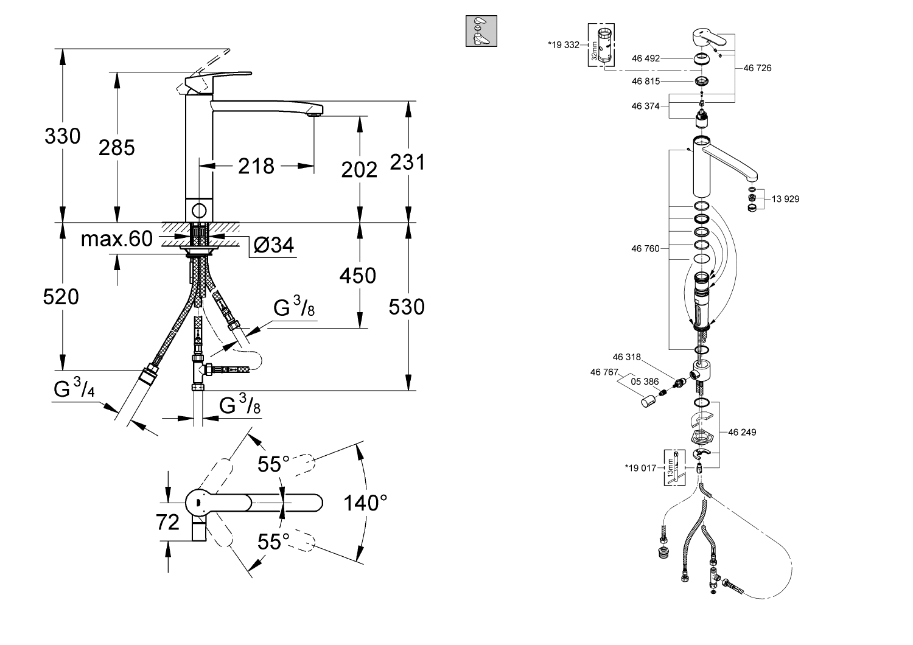330

285

218

202

231

max.60

Ø34

520

450

530

G 3/8

G 3/4

G 3/8

55°

72

140°

55°

*19 332

32mm

46 492

46 815

46 374

46 726

13 929

46 760

46 318

46 767

05 386

46 249

*19 017

13mm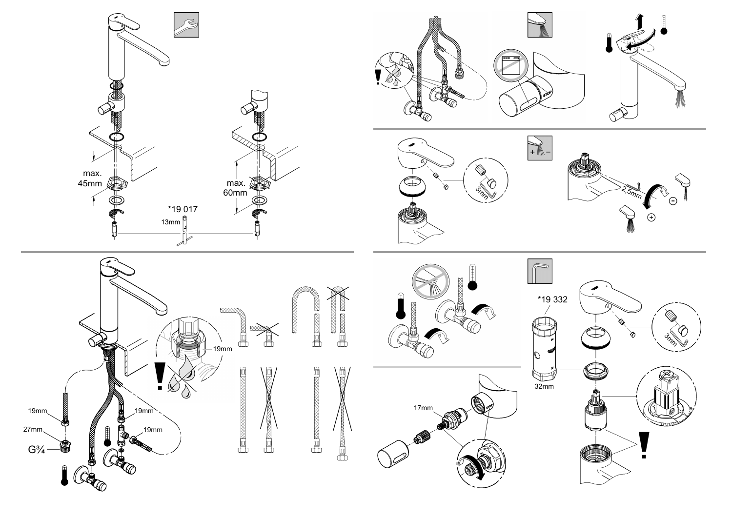max. 45mm

max. 60mm

*19 017

13mm

19mm

19mm

19mm

27mm

19mm

G¾

STOP

3mm

2,5mm

*19 332

32mm

3mm

17mm

STOP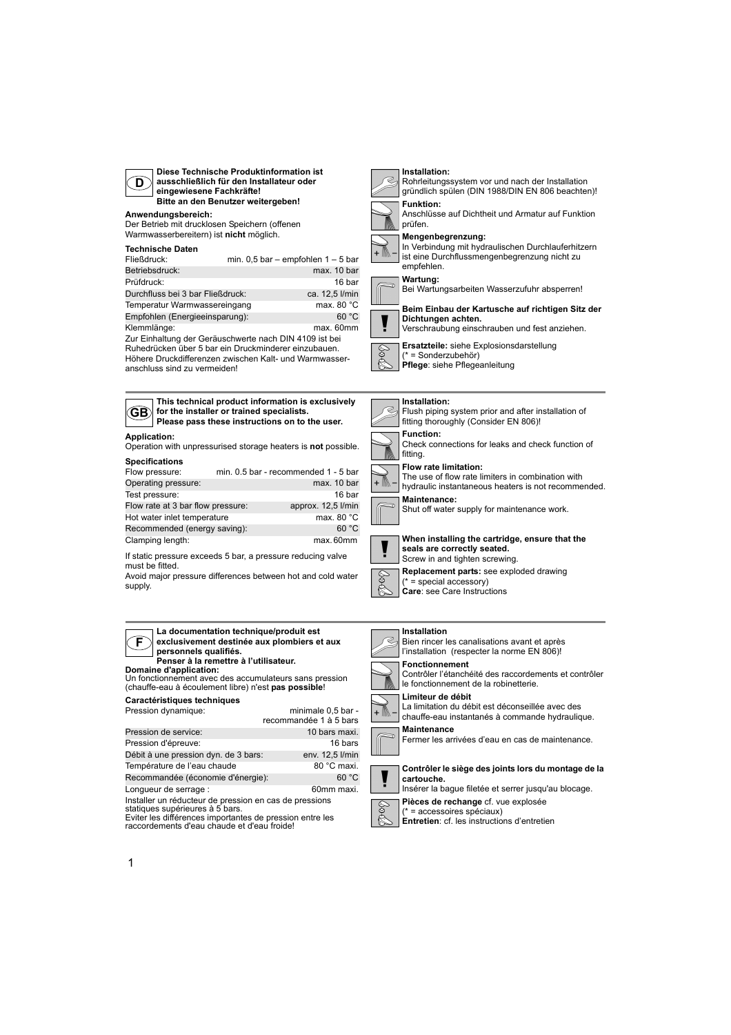**D**

**Diese Technische Produktinformation ist ausschließlich für den Installateur oder eingewiesene Fachkräfte!**
**Bitte an den Benutzer weitergeben!**

**Anwendungsbereich:**
Der Betrieb mit drucklosen Speichern (offenen Warmwasserbereitern) ist **nicht** möglich.

**Technische Daten**

| | |
|---|---|
| Fließdruck: | min. 0,5 bar – empfohlen 1 – 5 bar |
| Betriebsdruck: | max. 10 bar |
| Prüfdruck: | 16 bar |
| Durchfluss bei 3 bar Fließdruck: | ca. 12,5 l/min |
| Temperatur Warmwassereingang | max. 80 °C |
| Empfohlen (Energieeinsparung): | 60 °C |
| Klemmlänge: | max. 60mm |

Zur Einhaltung der Geräuschwerte nach DIN 4109 ist bei Ruhedrücken über 5 bar ein Druckminderer einzubauen.
Höhere Druckdifferenzen zwischen Kalt- und Warmwasseranschluss sind zu vermeiden!

**Installation:**
Rohrleitungssystem vor und nach der Installation gründlich spülen (DIN 1988/DIN EN 806 beachten)!

**Funktion:**
Anschlüsse auf Dichtheit und Armatur auf Funktion prüfen.

**Mengenbegrenzung:**
In Verbindung mit hydraulischen Durchlauferhitzern ist eine Durchflussmengenbegrenzung nicht zu empfehlen.

**Wartung:**
Bei Wartungsarbeiten Wasserzufuhr absperren!

**Beim Einbau der Kartusche auf richtigen Sitz der Dichtungen achten.**
Verschraubung einschrauben und fest anziehen.

**Ersatzteile:** siehe Explosionsdarstellung
(* = Sonderzubehör)
**Pflege**: siehe Pflegeanleitung

---

**GB**

**This technical product information is exclusively for the installer or trained specialists.**
**Please pass these instructions on to the user.**

**Application:**
Operation with unpressurised storage heaters is **not** possible.

**Specifications**

| | |
|---|---|
| Flow pressure: | min. 0.5 bar - recommended 1 - 5 bar |
| Operating pressure: | max. 10 bar |
| Test pressure: | 16 bar |
| Flow rate at 3 bar flow pressure: | approx. 12,5 l/min |
| Hot water inlet temperature | max. 80 °C |
| Recommended (energy saving): | 60 °C |
| Clamping length: | max. 60mm |

If static pressure exceeds 5 bar, a pressure reducing valve must be fitted.
Avoid major pressure differences between hot and cold water supply.

**Installation:**
Flush piping system prior and after installation of fitting thoroughly (Consider EN 806)!

**Function:**
Check connections for leaks and check function of fitting.

**Flow rate limitation:**
The use of flow rate limiters in combination with hydraulic instantaneous heaters is not recommended.

**Maintenance:**
Shut off water supply for maintenance work.

**When installing the cartridge, ensure that the seals are correctly seated.**
Screw in and tighten screwing.

**Replacement parts:** see exploded drawing
(* = special accessory)
**Care**: see Care Instructions

---

**F**

**La documentation technique/produit est exclusivement destinée aux plombiers et aux personnels qualifiés.**
**Penser à la remettre à l'utilisateur.**

**Domaine d'application:**
Un fonctionnement avec des accumulateurs sans pression (chauffe-eau à écoulement libre) n'est **pas possible**!

**Caractéristiques techniques**

| | |
|---|---|
| Pression dynamique: | minimale 0,5 bar - recommandée 1 à 5 bars |
| Pression de service: | 10 bars maxi. |
| Pression d'épreuve: | 16 bars |
| Débit à une pression dyn. de 3 bars: | env. 12,5 l/min |
| Température de l'eau chaude | 80 °C maxi. |
| Recommandée (économie d'énergie): | 60 °C |
| Longueur de serrage : | 60mm maxi. |

Installer un réducteur de pression en cas de pressions statiques supérieures à 5 bars.
Eviter les différences importantes de pression entre les raccordements d'eau chaude et d'eau froide!

**Installation**
Bien rincer les canalisations avant et après l'installation (respecter la norme EN 806)!

**Fonctionnement**
Contrôler l'étanchéité des raccordements et contrôler le fonctionnement de la robinetterie.

**Limiteur de débit**
La limitation du débit est déconseillée avec des chauffe-eau instantanés à commande hydraulique.

**Maintenance**
Fermer les arrivées d'eau en cas de maintenance.

**Contrôler le siège des joints lors du montage de la cartouche.**
Insérer la bague filetée et serrer jusqu'au blocage.

**Pièces de rechange** cf. vue explosée
(* = accessoires spéciaux)
**Entretien**: cf. les instructions d'entretien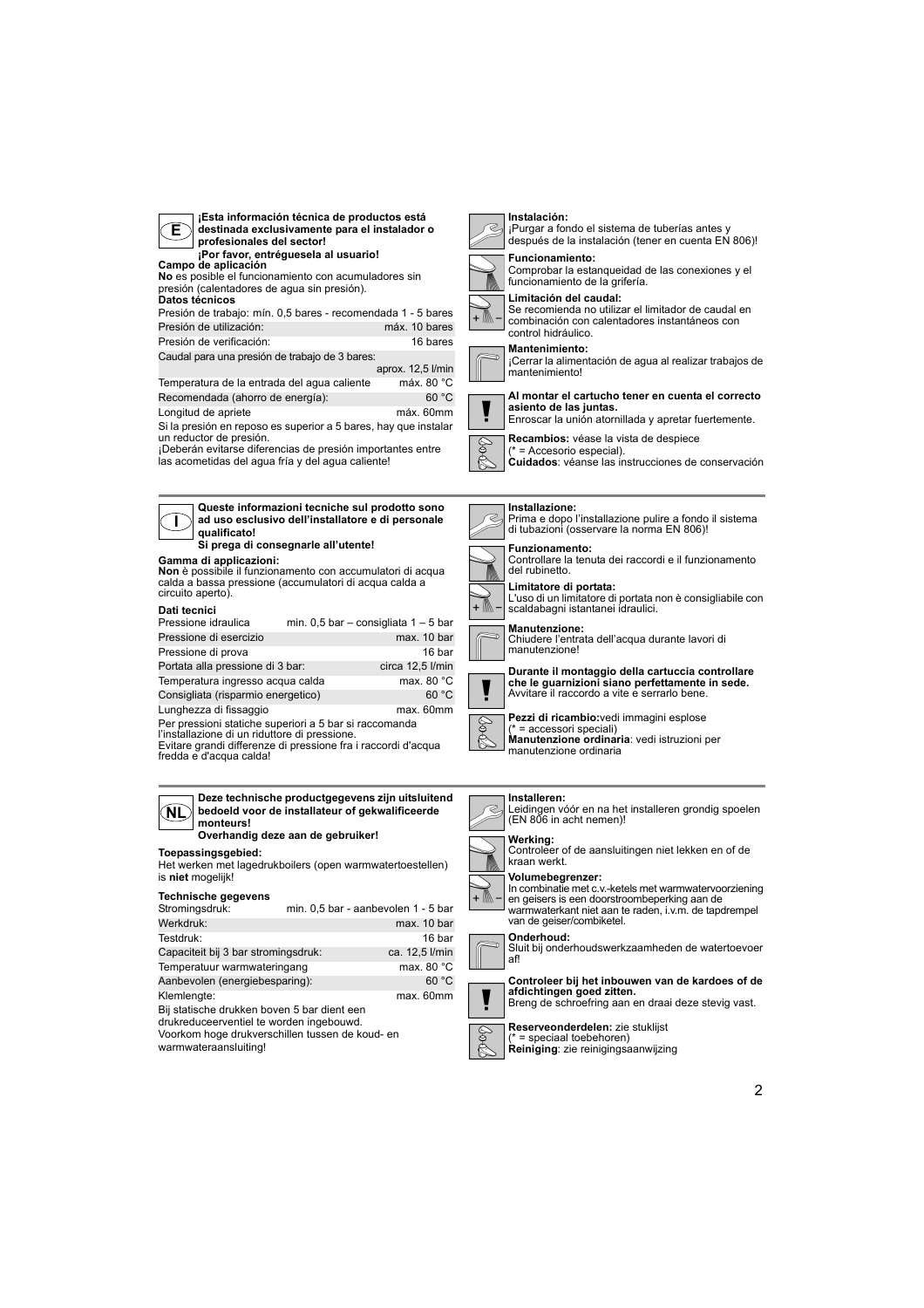**E**

**¡Esta información técnica de productos está destinada exclusivamente para el instalador o profesionales del sector!**
**¡Por favor, entréguesela al usuario!**

**Campo de aplicación**
**No** es posible el funcionamiento con acumuladores sin presión (calentadores de agua sin presión).

**Datos técnicos**

| | |
|---|---|
| Presión de trabajo: mín. 0,5 bares - recomendada 1 - 5 bares | |
| Presión de utilización: | máx. 10 bares |
| Presión de verificación: | 16 bares |
| Caudal para una presión de trabajo de 3 bares: | aprox. 12,5 l/min |
| Temperatura de la entrada del agua caliente | máx. 80 °C |
| Recomendada (ahorro de energía): | 60 °C |
| Longitud de apriete | máx. 60mm |

Si la presión en reposo es superior a 5 bares, hay que instalar un reductor de presión.
¡Deberán evitarse diferencias de presión importantes entre las acometidas del agua fría y del agua caliente!

**Instalación:**
¡Purgar a fondo el sistema de tuberías antes y después de la instalación (tener en cuenta EN 806)!

**Funcionamiento:**
Comprobar la estanqueidad de las conexiones y el funcionamiento de la grifería.

**Limitación del caudal:**
Se recomienda no utilizar el limitador de caudal en combinación con calentadores instantáneos con control hidráulico.

**Mantenimiento:**
¡Cerrar la alimentación de agua al realizar trabajos de mantenimiento!

**Al montar el cartucho tener en cuenta el correcto asiento de las juntas.**
Enroscar la unión atornillada y apretar fuertemente.

**Recambios:** véase la vista de despiece
(* = Accesorio especial).
**Cuidados**: véanse las instrucciones de conservación

---

**I**

**Queste informazioni tecniche sul prodotto sono ad uso esclusivo dell'installatore e di personale qualificato!**
**Si prega di consegnarle all'utente!**

**Gamma di applicazioni:**
**Non** è possibile il funzionamento con accumulatori di acqua calda a bassa pressione (accumulatori di acqua calda a circuito aperto).

**Dati tecnici**

| | |
|---|---|
| Pressione idraulica | min. 0,5 bar – consigliata 1 – 5 bar |
| Pressione di esercizio | max. 10 bar |
| Pressione di prova | 16 bar |
| Portata alla pressione di 3 bar: | circa 12,5 l/min |
| Temperatura ingresso acqua calda | max. 80 °C |
| Consigliata (risparmio energetico) | 60 °C |
| Lunghezza di fissaggio | max. 60mm |

Per pressioni statiche superiori a 5 bar si raccomanda l'installazione di un riduttore di pressione.
Evitare grandi differenze di pressione fra i raccordi d'acqua fredda e d'acqua calda!

**Installazione:**
Prima e dopo l'installazione pulire a fondo il sistema di tubazioni (osservare la norma EN 806)!

**Funzionamento:**
Controllare la tenuta dei raccordi e il funzionamento del rubinetto.

**Limitatore di portata:**
L'uso di un limitatore di portata non è consigliabile con scaldabagni istantanei idraulici.

**Manutenzione:**
Chiudere l'entrata dell'acqua durante lavori di manutenzione!

**Durante il montaggio della cartuccia controllare che le guarnizioni siano perfettamente in sede.**
Avvitare il raccordo a vite e serrarlo bene.

**Pezzi di ricambio:**vedi immagini esplose
(* = accessori speciali)
**Manutenzione ordinaria**: vedi istruzioni per manutenzione ordinaria

---

**NL**

**Deze technische productgegevens zijn uitsluitend bedoeld voor de installateur of gekwalificeerde monteurs!**
**Overhandig deze aan de gebruiker!**

**Toepassingsgebied:**
Het werken met lagedrukboilers (open warmwatertoestellen) is **niet** mogelijk!

**Technische gegevens**

| | |
|---|---|
| Stromingsdruk: | min. 0,5 bar - aanbevolen 1 - 5 bar |
| Werkdruk: | max. 10 bar |
| Testdruk: | 16 bar |
| Capaciteit bij 3 bar stromingsdruk: | ca. 12,5 l/min |
| Temperatuur warmwateringang | max. 80 °C |
| Aanbevolen (energiebesparing): | 60 °C |
| Klemlengte: | max. 60mm |

Bij statische drukken boven 5 bar dient een drukreduceerventiel te worden ingebouwd.
Voorkom hoge drukverschillen tussen de koud- en warmwateraansluiting!

**Installeren:**
Leidingen vóór en na het installeren grondig spoelen (EN 806 in acht nemen)!

**Werking:**
Controleer of de aansluitingen niet lekken en of de kraan werkt.

**Volumebegrenzer:**
In combinatie met c.v.-ketels met warmwatervoorziening en geisers is een doorstroombeperking aan de warmwaterkant niet aan te raden, i.v.m. de tapdrempel van de geiser/combiketel.

**Onderhoud:**
Sluit bij onderhoudswerkzaamheden de watertoevoer af!

**Controleer bij het inbouwen van de kardoes of de afdichtingen goed zitten.**
Breng de schroefring aan en draai deze stevig vast.

**Reserveonderdelen:** zie stuklijst
(* = speciaal toebehoren)
**Reiniging**: zie reinigingsaanwijzing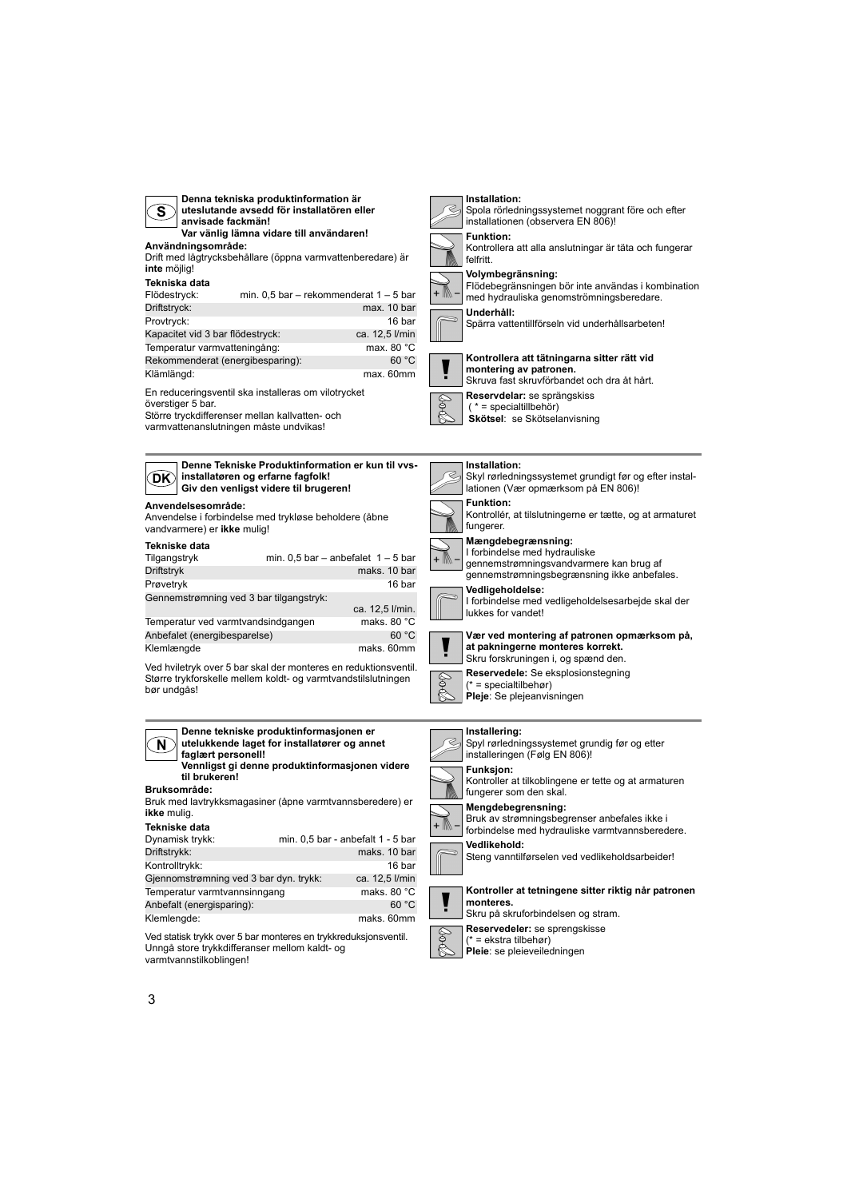**S**

**Denna tekniska produktinformation är uteslutande avsedd för installatören eller anvisade fackmän!**
**Var vänlig lämna vidare till användaren!**

**Användningsområde:**
Drift med lågtrycksbehållare (öppna varmvattenberedare) är **inte** möjlig!

**Tekniska data**

| | |
|---|---|
| Flödestryck: | min. 0,5 bar – rekommenderat 1 – 5 bar |
| Driftstryck: | max. 10 bar |
| Provtryck: | 16 bar |
| Kapacitet vid 3 bar flödestryck: | ca. 12,5 l/min |
| Temperatur varmvatteningång: | max. 80 °C |
| Rekommenderat (energibesparing): | 60 °C |
| Klämlängd: | max. 60mm |

En reduceringsventil ska installeras om vilotrycket överstiger 5 bar.
Större tryckdifferenser mellan kallvatten- och varmvattenanslutningen måste undvikas!

**Installation:**
Spola rörledningssystemet noggrant före och efter installationen (observera EN 806)!

**Funktion:**
Kontrollera att alla anslutningar är täta och fungerar felfritt.

**Volymbegränsning:**
Flödebegränsningen bör inte användas i kombination med hydrauliska genomströmningsberedare.

**Underhåll:**
Spärra vattentillförseln vid underhållsarbeten!

**Kontrollera att tätningarna sitter rätt vid montering av patronen.**
Skruva fast skruvförbandet och dra åt hårt.

**Reservdelar:** se sprängskiss
( * = specialtillbehör)
**Skötsel**: se Skötselanvisning

---

**DK**

**Denne Tekniske Produktinformation er kun til vvs-installatøren og erfarne fagfolk!**
**Giv den venligst videre til brugeren!**

**Anvendelsesområde:**
Anvendelse i forbindelse med trykløse beholdere (åbne vandvarmere) er **ikke** mulig!

**Tekniske data**

| | |
|---|---|
| Tilgangstryk | min. 0,5 bar – anbefalet 1 – 5 bar |
| Driftstryk | maks. 10 bar |
| Prøvetryk | 16 bar |
| Gennemstrømning ved 3 bar tilgangstryk: | ca. 12,5 l/min. |
| Temperatur ved varmtvandsindgangen | maks. 80 °C |
| Anbefalet (energibesparelse) | 60 °C |
| Klemlængde | maks. 60mm |

Ved hviletryk over 5 bar skal der monteres en reduktionsventil.
Større trykforskelle mellem koldt- og varmtvandstilslutningen bør undgås!

**Installation:**
Skyl rørledningssystemet grundigt før og efter installationen (Vær opmærksom på EN 806)!

**Funktion:**
Kontrollér, at tilslutningerne er tætte, og at armaturet fungerer.

**Mængdebegrænsning:**
I forbindelse med hydrauliske gennemstrømningsvandvarmere kan brug af gennemstrømningsbegrænsning ikke anbefales.

**Vedligeholdelse:**
I forbindelse med vedligeholdelsesarbejde skal der lukkes for vandet!

**Vær ved montering af patronen opmærksom på, at pakningerne monteres korrekt.**
Skru forskruningen i, og spænd den.

**Reservedele:** Se eksplosionstegning
(* = specialtilbehør)
**Pleje**: Se plejeanvisningen

---

**N**

**Denne tekniske produktinformasjonen er utelukkende laget for installatører og annet faglært personell!**
**Vennligst gi denne produktinformasjonen videre til brukeren!**

**Bruksområde:**
Bruk med lavtrykksmagasiner (åpne varmtvannsberedere) er **ikke** mulig.

**Tekniske data**

| | |
|---|---|
| Dynamisk trykk: | min. 0,5 bar - anbefalt 1 - 5 bar |
| Driftstrykk: | maks. 10 bar |
| Kontrolltrykk: | 16 bar |
| Gjennomstrømning ved 3 bar dyn. trykk: | ca. 12,5 l/min |
| Temperatur varmtvannsinngang | maks. 80 °C |
| Anbefalt (energisparing): | 60 °C |
| Klemlengde: | maks. 60mm |

Ved statisk trykk over 5 bar monteres en trykkreduksjonsventil.
Unngå store trykkdifferanser mellom kaldt- og varmtvannstilkoblingen!

**Installering:**
Spyl rørledningssystemet grundig før og etter installeringen (Følg EN 806)!

**Funksjon:**
Kontroller at tilkoblingene er tette og at armaturen fungerer som den skal.

**Mengdebegrensning:**
Bruk av strømningsbegrenser anbefales ikke i forbindelse med hydrauliske varmtvannsberedere.

**Vedlikehold:**
Steng vanntilførselen ved vedlikeholdsarbeider!

**Kontroller at tetningene sitter riktig når patronen monteres.**
Skru på skruforbindelsen og stram.

**Reservedeler:** se sprengskisse
(* = ekstra tilbehør)
**Pleie**: se pleieveiledningen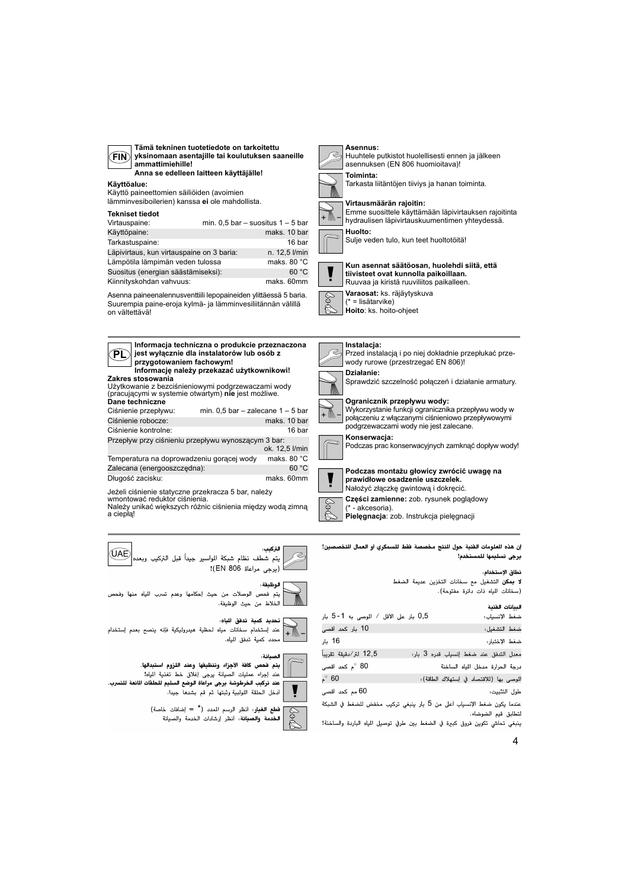## FIN

**Tämä tekninen tuotetiedote on tarkoitettu yksinomaan asentajille tai koulutuksen saaneille ammattimiehille!**
**Anna se edelleen laitteen käyttäjälle!**

**Käyttöalue:**
Käyttö paineettomien säiliöiden (avoimien lämminvesiboilerien) kanssa **ei** ole mahdollista.

**Tekniset tiedot**

| | |
|---|---|
| Virtauspaine: | min. 0,5 bar – suositus 1 – 5 bar |
| Käyttöpaine: | maks. 10 bar |
| Tarkastuspaine: | 16 bar |
| Läpivirtaus, kun virtauspaine on 3 baria: | n. 12,5 l/min |
| Lämpötila lämpimän veden tulossa | maks. 80 °C |
| Suositus (energian säästämiseksi): | 60 °C |
| Kiinnityskohdan vahvuus: | maks. 60mm |

Asenna paineenalennusventtiili lepopaineiden ylittäessä 5 baria. Suurempia paine-eroja kylmä- ja lämminvesiliitännän välillä on vältettävä!

**Asennus:**
Huuhtele putkistot huolellisesti ennen ja jälkeen asennuksen (EN 806 huomioitava)!

**Toiminta:**
Tarkasta liitäntöjen tiiviys ja hanan toiminta.

**Virtausmäärän rajoitin:**
Emme suosittele käyttämään läpivirtauksen rajoitinta hydraulisen läpivirtauskuumentimen yhteydessä.

**Huolto:**
Sulje veden tulo, kun teet huoltotöitä!

**Kun asennat säätöosan, huolehdi siitä, että tiivisteet ovat kunnolla paikoillaan.**
Ruuvaa ja kiristä ruuviliitos paikalleen.

**Varaosat:** ks. räjäytyskuva
(* = lisätarvike)
**Hoito**: ks. hoito-ohjeet

## PL

**Informacja techniczna o produkcie przeznaczona jest wyłącznie dla instalatorów lub osób z przygotowaniem fachowym!**
**Informację należy przekazać użytkownikowi!**

**Zakres stosowania**
Użytkowanie z bezciśnieniowymi podgrzewaczami wody (pracującymi w systemie otwartym) **nie** jest możliwe.

**Dane techniczne**

| | |
|---|---|
| Ciśnienie przepływu: | min. 0,5 bar – zalecane 1 – 5 bar |
| Ciśnienie robocze: | maks. 10 bar |
| Ciśnienie kontrolne: | 16 bar |
| Przepływ przy ciśnieniu przepływu wynoszącym 3 bar: | ok. 12,5 l/min |
| Temperatura na doprowadzeniu gorącej wody | maks. 80 °C |
| Zalecana (energooszczędna): | 60 °C |
| Długość zacisku: | maks. 60mm |

Jeżeli ciśnienie statyczne przekracza 5 bar, należy wmontować reduktor ciśnienia.
Należy unikać większych różnic ciśnienia między wodą zimną a ciepłą!

**Instalacja:**
Przed instalacją i po niej dokładnie przepłukać przewody rurowe (przestrzegać EN 806)!

**Działanie:**
Sprawdzić szczelność połączeń i działanie armatury.

**Ogranicznik przepływu wody:**
Wykorzystanie funkcji ogranicznika przepływu wody w połączeniu z włączanymi ciśnieniowo przepływowymi podgrzewaczami wody nie jest zalecane.

**Konserwacja:**
Podczas prac konserwacyjnych zamknąć dopływ wody!

**Podczas montażu głowicy zwrócić uwagę na prawidłowe osadzenie uszczelek.**
Nałożyć złączkę gwintową i dokręcić.

**Części zamienne:** zob. rysunek poglądowy
(* - akcesoria).
**Pielęgnacja**: zob. Instrukcja pielęgnacji

## UAE

**إن هذه المعلومات الفنية حول المنتج مخصصة فقط للسمكري أو العمال المتخصصين!**
**يرجى تسليمها للمستخدم!**

**نطاق الإستخدام:**
**لا يمكن** التشغيل مع سخانات التخزين عديمة الضغط (سخانات المياه ذات دائرة مفتوحة).

**البيانات الفنية**

| | |
|---|---|
| ضغط الإنسياب: | 0,5 بار على الأقل / الموصى به 1 - 5 بار |
| ضغط التشغيل: | 10 بار كحد أقصى |
| ضغط الإختبار: | 16 بار |
| معدل التدفق عند ضغط إنسياب قدره 3 بار: | 12,5 لتر/دقيقة تقريباً |
| درجة الحرارة مدخل المياه الساخنة | 80 °م كحد أقصى |
| الموصى بها (للاقتصاد في إستهلاك الطاقة): | 60 °م |
| طول التثبيت: | 60 مم كحد أقصى |

عندما يكون ضغط الإنسياب أعلى من 5 بار ينبغي تركيب مخفض للضغط في الشبكة لتطابق قيم الضوضاء.
ينبغي تحاشي تكوين فروق كبيرة في الضغط بين طرفي توصيل المياه الباردة والساخنة!

**التركيب:**
يتم شطف نظام شبكة المواسير جيداً قبل التركيب وبعده (يرجى مراعاة EN 806)!

**الوظيفة:**
يتم فحص الوصلات من حيث إحكامها وعدم تسرب المياه منها وفحص الخلاط من حيث الوظيفة.

**تحديد كمية تدفق المياه:**
عند إستخدام سخانات مياه لحظية هيدروليكية فإنه ينصح بعدم إستخدام محدد كمية تدفق المياه.

**الصيانة:**
**يتم فحص كافة الأجزاء وتنظيفها وعند اللزوم استبدالها.**
عند إجراء عمليات الصيانة يرجى إغلاق خط تغذية المياه!

**عند تركيب الخرطوشة يرجى مراعاة الوضع السليم للحلقات المانعة للتسرب.**
أدخل الحلقة اللولبية وثبتها ثم قم بشدها جيداً.

**قطع الغيار:** انظر الرسم المدد (* = إضافات خاصة)
**الخدمة والصيانة:** انظر إرشادات الخدمة والصيانة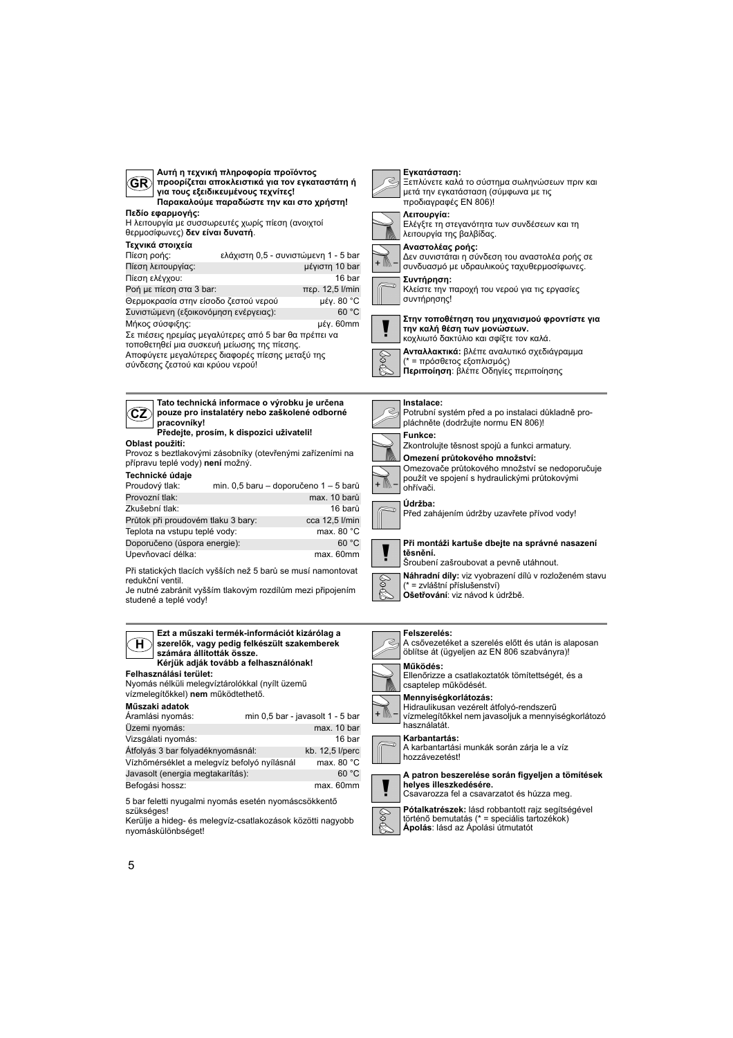## GR

**Αυτή η τεχνική πληροφορία προϊόντος προορίζεται αποκλειστικά για τον εγκαταστάτη ή για τους εξειδικευμένους τεχνίτες! Παρακαλούμε παραδώστε την και στο χρήστη!**

**Πεδίο εφαρμογής:**
Η λειτουργία με συσσωρευτές χωρίς πίεση (ανοιχτοί θερμοσίφωνες) **δεν είναι δυνατή**.

**Τεχνικά στοιχεία**

| | |
|---|---|
| Πίεση ροής: | ελάχιστη 0,5 - συνιστώμενη 1 - 5 bar |
| Πίεση λειτουργίας: | μέγιστη 10 bar |
| Πίεση ελέγχου: | 16 bar |
| Ροή με πίεση στα 3 bar: | περ. 12,5 l/min |
| Θερμοκρασία στην είσοδο ζεστού νερού | μέγ. 80 °C |
| Συνιστώμενη (εξοικονόμηση ενέργειας): | 60 °C |
| Μήκος σύσφιξης: | μέγ. 60mm |

Σε πιέσεις ηρεμίας μεγαλύτερες από 5 bar θα πρέπει να τοποθετηθεί μια συσκευή μείωσης της πίεσης.
Αποφύγετε μεγαλύτερες διαφορές πίεσης μεταξύ της σύνδεσης ζεστού και κρύου νερού!

**Εγκατάσταση:**
Ξεπλύνετε καλά το σύστημα σωληνώσεων πριν και μετά την εγκατάσταση (σύμφωνα με τις προδιαγραφές EN 806)!

**Λειτουργία:**
Ελέγξτε τη στεγανότητα των συνδέσεων και τη λειτουργία της βαλβίδας.

**Αναστολέας ροής:**
Δεν συνιστάται η σύνδεση του αναστολέα ροής σε συνδυασμό με υδραυλικούς ταχυθερμοσίφωνες.

**Συντήρηση:**
Κλείστε την παροχή του νερού για τις εργασίες συντήρησης!

**Στην τοποθέτηση του μηχανισμού φροντίστε για την καλή θέση των μονώσεων.**
κοχλιωτό δακτύλιο και σφίξτε τον καλά.

**Ανταλλακτικά:** βλέπε αναλυτικό σχεδιάγραμμα (* = πρόσθετος εξοπλισμός)
**Περιποίηση**: βλέπε Οδηγίες περιποίησης

## CZ

**Tato technická informace o výrobku je určena pouze pro instalatéry nebo zaškolené odborné pracovníky! Předejte, prosím, k dispozici uživateli!**

**Oblast použití:**
Provoz s beztlakovými zásobníky (otevřenými zařízeními na přípravu teplé vody) **není** možný.

**Technické údaje**

| | |
|---|---|
| Proudový tlak: | min. 0,5 baru – doporučeno 1 – 5 barů |
| Provozní tlak: | max. 10 barů |
| Zkušební tlak: | 16 barů |
| Průtok při proudovém tlaku 3 bary: | cca 12,5 l/min |
| Teplota na vstupu teplé vody: | max. 80 °C |
| Doporučeno (úspora energie): | 60 °C |
| Upevňovací délka: | max. 60mm |

Při statických tlacích vyšších než 5 barů se musí namontovat redukční ventil.
Je nutné zabránit vyšším tlakovým rozdílům mezi připojením studené a teplé vody!

**Instalace:**
Potrubní systém před a po instalaci důkladně propláchněte (dodržujte normu EN 806)!

**Funkce:**
Zkontrolujte těsnost spojů a funkci armatury.

**Omezení průtokového množství:**
Omezovače průtokového množství se nedoporučuje použít ve spojení s hydraulickými průtokovými ohřívači.

**Údržba:**
Před zahájením údržby uzavřete přívod vody!

**Při montáži kartuše dbejte na správné nasazení těsnění.**
Šroubení zašroubovat a pevně utáhnout.

**Náhradní díly:** viz vyobrazení dílů v rozloženém stavu (* = zvláštní příslušenství)
**Ošetřování**: viz návod k údržbě.

## H

**Ezt a műszaki termék-információt kizárólag a szerelők, vagy pedig felkészült szakemberek számára állították össze. Kérjük adják tovább a felhasználónak!**

**Felhasználási terület:**
Nyomás nélküli melegvíztárolókkal (nyílt üzemű vízmelegítőkkel) **nem** működtethető.

**Műszaki adatok**

| | |
|---|---|
| Áramlási nyomás: | min 0,5 bar - javasolt 1 - 5 bar |
| Üzemi nyomás: | max. 10 bar |
| Vizsgálati nyomás: | 16 bar |
| Átfolyás 3 bar folyadéknyomásnál: | kb. 12,5 l/perc |
| Vízhőmérséklet a melegvíz befolyó nyílásnál | max. 80 °C |
| Javasolt (energia megtakarítás): | 60 °C |
| Befogási hossz: | max. 60mm |

5 bar feletti nyugalmi nyomás esetén nyomáscsökkentő szükséges!
Kerülje a hideg- és melegvíz-csatlakozások közötti nagyobb nyomáskülönbséget!

**Felszerelés:**
A csővezetéket a szerelés előtt és után is alaposan öblítse át (ügyeljen az EN 806 szabványra)!

**Működés:**
Ellenőrizze a csatlakoztatók tömítettségét, és a csaptelep működését.

**Mennyiségkorlátozás:**
Hidraulikusan vezérelt átfolyó-rendszerű vízmelegítőkkel nem javasoljuk a mennyiségkorlátozó használatát.

**Karbantartás:**
A karbantartási munkák során zárja le a víz hozzávezetést!

**A patron beszerelése során figyeljen a tömítések helyes illeszkedésére.**
Csavarozza fel a csavarzatot és húzza meg.

**Pótalkatrészek:** lásd robbantott rajz segítségével történő bemutatás (* = speciális tartozékok)
**Ápolás**: lásd az Ápolási útmutatót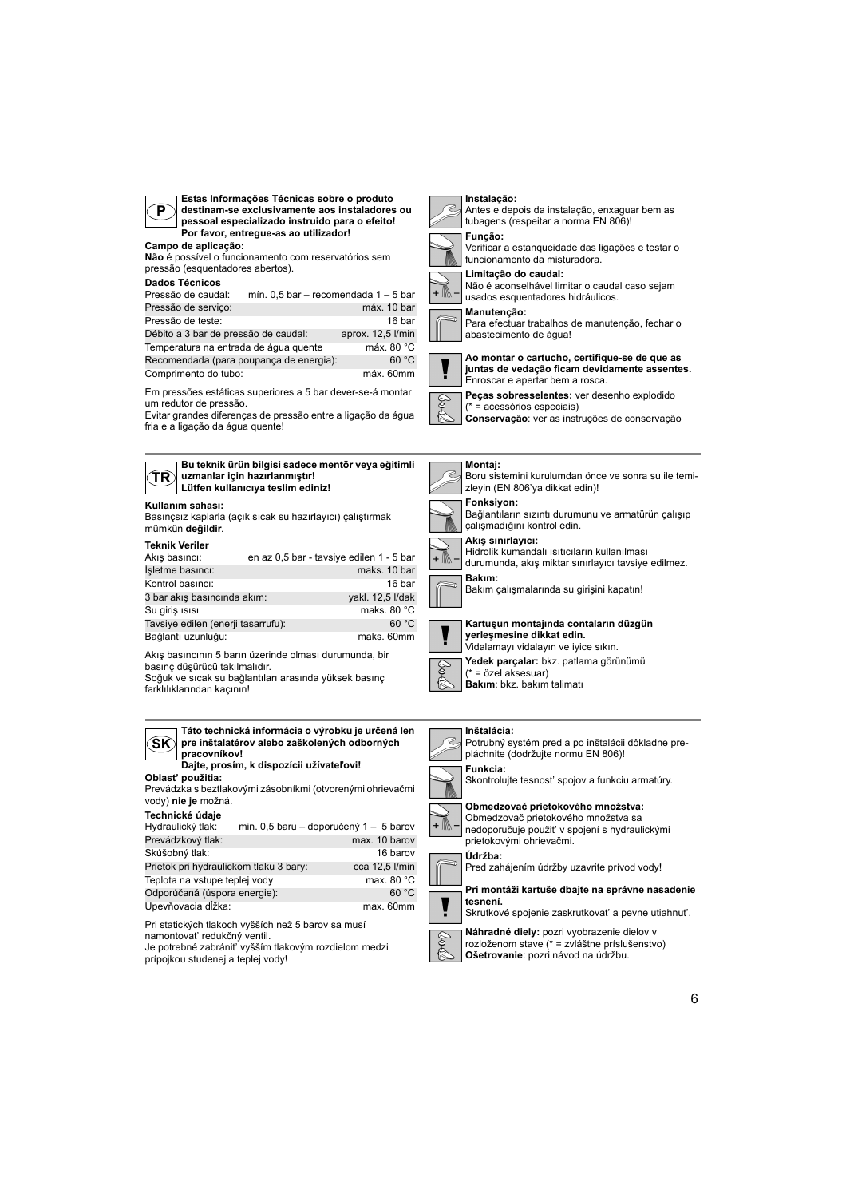## P

**Estas Informações Técnicas sobre o produto destinam-se exclusivamente aos instaladores ou pessoal especializado instruido para o efeito! Por favor, entregue-as ao utilizador!**

**Campo de aplicação:**
**Não** é possível o funcionamento com reservatórios sem pressão (esquentadores abertos).

**Dados Técnicos**

| | |
|---|---|
| Pressão de caudal: | mín. 0,5 bar – recomendada 1 – 5 bar |
| Pressão de serviço: | máx. 10 bar |
| Pressão de teste: | 16 bar |
| Débito a 3 bar de pressão de caudal: | aprox. 12,5 l/min |
| Temperatura na entrada de água quente | máx. 80 °C |
| Recomendada (para poupança de energia): | 60 °C |
| Comprimento do tubo: | máx. 60mm |

Em pressões estáticas superiores a 5 bar dever-se-á montar um redutor de pressão.
Evitar grandes diferenças de pressão entre a ligação da água fria e a ligação da água quente!

**Instalação:**
Antes e depois da instalação, enxaguar bem as tubagens (respeitar a norma EN 806)!

**Função:**
Verificar a estanqueidade das ligações e testar o funcionamento da misturadora.

**Limitação do caudal:**
Não é aconselhável limitar o caudal caso sejam usados esquentadores hidráulicos.

**Manutenção:**
Para efectuar trabalhos de manutenção, fechar o abastecimento de água!

**Ao montar o cartucho, certifique-se de que as juntas de vedação ficam devidamente assentes.**
Enroscar e apertar bem a rosca.

**Peças sobresselentes:** ver desenho explodido
(* = acessórios especiais)
**Conservação**: ver as instruções de conservação

## TR

**Bu teknik ürün bilgisi sadece mentör veya eğitimli uzmanlar için hazırlanmıştır!
Lütfen kullanıcıya teslim ediniz!**

**Kullanım sahası:**
Basınçsız kaplarla (açık sıcak su hazırlayıcı) çalıştırmak mümkün **değildir**.

**Teknik Veriler**

| | |
|---|---|
| Akış basıncı: | en az 0,5 bar - tavsiye edilen 1 - 5 bar |
| İşletme basıncı: | maks. 10 bar |
| Kontrol basıncı: | 16 bar |
| 3 bar akış basıncında akım: | yakl. 12,5 l/dak |
| Su giriş ısısı | maks. 80 °C |
| Tavsiye edilen (enerji tasarrufu): | 60 °C |
| Bağlantı uzunluğu: | maks. 60mm |

Akış basıncının 5 barın üzerinde olması durumunda, bir basınç düşürücü takılmalıdır.
Soğuk ve sıcak su bağlantıları arasında yüksek basınç farklılıklarından kaçının!

**Montaj:**
Boru sistemini kurulumdan önce ve sonra su ile temizleyin (EN 806'ya dikkat edin)!

**Fonksiyon:**
Bağlantıların sızıntı durumunu ve armatürün çalışıp çalışmadığını kontrol edin.

**Akış sınırlayıcı:**
Hidrolik kumandalı ısıtıcıların kullanılması durumunda, akış miktar sınırlayıcı tavsiye edilmez.

**Bakım:**
Bakım çalışmalarında su girişini kapatın!

**Kartuşun montajında contaların düzgün yerleşmesine dikkat edin.**
Vidalamayı vidalayın ve iyice sıkın.

**Yedek parçalar:** bkz. patlama görünümü
(* = özel aksesuar)
**Bakım**: bkz. bakım talimatı

## SK

**Táto technická informácia o výrobku je určená len pre inštalatérov alebo zaškolených odborných pracovníkov!
Dajte, prosím, k dispozícii užívateľovi!**

**Oblasť použitia:**
Prevádzka s beztlakovými zásobníkmi (otvorenými ohrievačmi vody) **nie je** možná.

**Technické údaje**

| | |
|---|---|
| Hydraulický tlak: | min. 0,5 baru – doporučený 1 – 5 barov |
| Prevádzkový tlak: | max. 10 barov |
| Skúšobný tlak: | 16 barov |
| Prietok pri hydraulickom tlaku 3 bary: | cca 12,5 l/min |
| Teplota na vstupe teplej vody | max. 80 °C |
| Odporúčaná (úspora energie): | 60 °C |
| Upevňovacia dĺžka: | max. 60mm |

Pri statických tlakoch vyšších než 5 barov sa musí namontovať redukčný ventil.
Je potrebné zabrániť vyšším tlakovým rozdielom medzi prípojkou studenej a teplej vody!

**Inštalácia:**
Potrubný systém pred a po inštalácii dôkladne prepláchnite (dodržujte normu EN 806)!

**Funkcia:**
Skontrolujte tesnosť spojov a funkciu armatúry.

**Obmedzovač prietokového množstva:**
Obmedzovač prietokového množstva sa nedoporučuje použiť v spojení s hydraulickými prietokovými ohrievačmi.

**Údržba:**
Pred zahájením údržby uzavrite prívod vody!

**Pri montáži kartuše dbajte na správne nasadenie tesnení.**
Skrutkové spojenie zaskrutkovať a pevne utiahnuť.

**Náhradné diely:** pozri vyobrazenie dielov v rozloženom stave (* = zvláštne príslušenstvo)
**Ošetrovanie**: pozri návod na údržbu.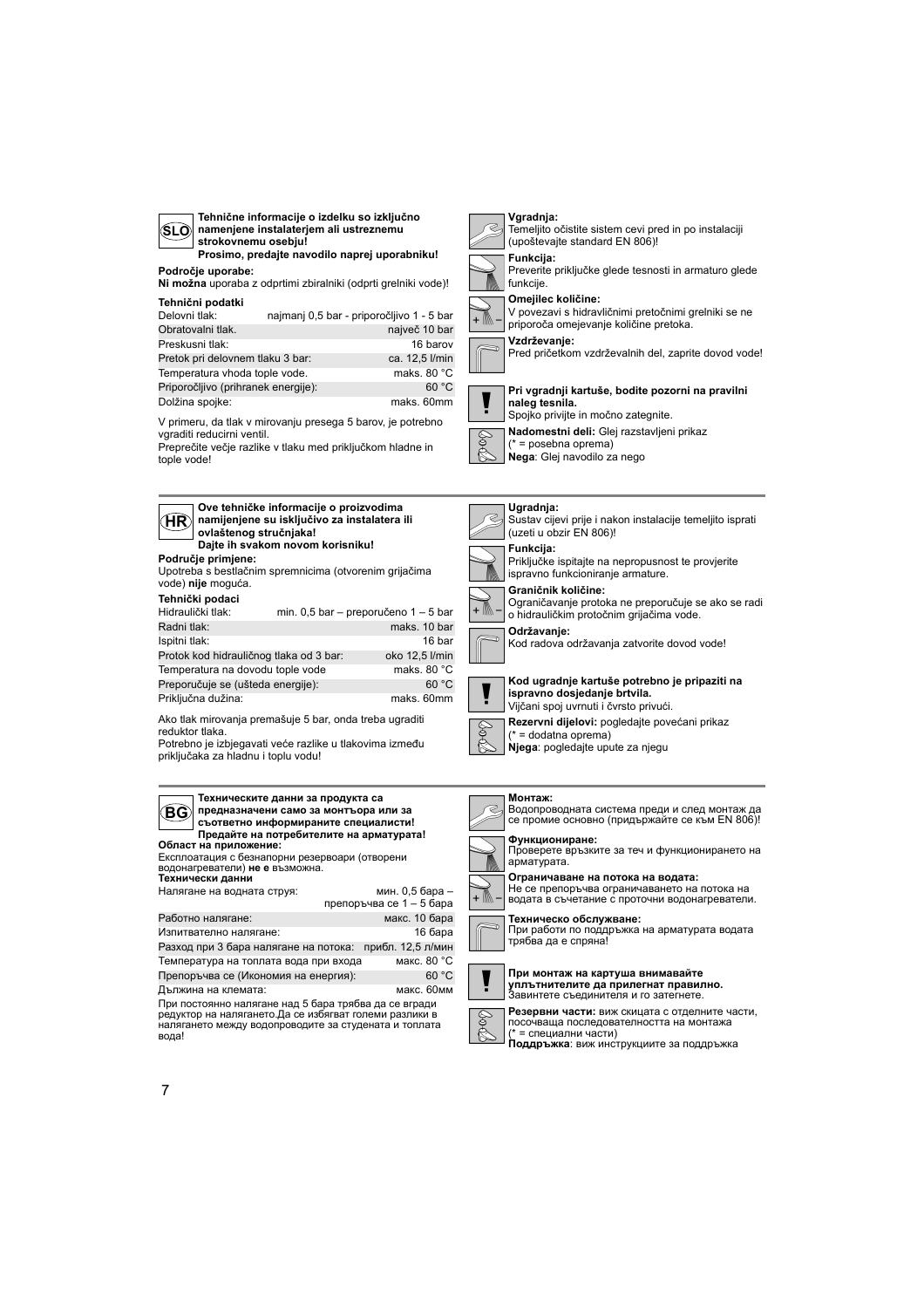## SLO

**Tehnične informacije o izdelku so izključno namenjene instalaterjem ali ustreznemu strokovnemu osebju!**
**Prosimo, predajte navodilo naprej uporabniku!**

**Področje uporabe:**
**Ni možna** uporaba z odprtimi zbiralniki (odprti grelniki vode)!

**Tehnični podatki**

| | |
|---|---|
| Delovni tlak: | najmanj 0,5 bar - priporočljivo 1 - 5 bar |
| Obratovalni tlak. | največ 10 bar |
| Preskusni tlak: | 16 barov |
| Pretok pri delovnem tlaku 3 bar: | ca. 12,5 l/min |
| Temperatura vhoda tople vode. | maks. 80 °C |
| Priporočljivo (prihranek energije): | 60 °C |
| Dolžina spojke: | maks. 60mm |

V primeru, da tlak v mirovanju presega 5 barov, je potrebno vgraditi reducirni ventil.
Preprečite večje razlike v tlaku med priključkom hladne in tople vode!

**Vgradnja:**
Temeljito očistite sistem cevi pred in po instalaciji (upoštevajte standard EN 806)!

**Funkcija:**
Preverite priključke glede tesnosti in armaturo glede funkcije.

**Omejilec količine:**
V povezavi s hidravličnimi pretočnimi grelniki se ne priporoča omejevanje količine pretoka.

**Vzdrževanje:**
Pred pričetkom vzdrževalnih del, zaprite dovod vode!

**Pri vgradnji kartuše, bodite pozorni na pravilni naleg tesnila.**
Spojko privijte in močno zategnite.

**Nadomestni deli:** Glej razstavljeni prikaz
(* = posebna oprema)
**Nega**: Glej navodilo za nego

## HR

**Ove tehničke informacije o proizvodima namijenjene su isključivo za instalatera ili ovlaštenog stručnjaka!**
**Dajte ih svakom novom korisniku!**

**Područje primjene:**
Upotreba s bestlačnim spremnicima (otvorenim grijačima vode) **nije** moguća.

**Tehnički podaci**

| | |
|---|---|
| Hidraulički tlak: | min. 0,5 bar – preporučeno 1 – 5 bar |
| Radni tlak: | maks. 10 bar |
| Ispitni tlak: | 16 bar |
| Protok kod hidrauličnog tlaka od 3 bar: | oko 12,5 l/min |
| Temperatura na dovodu tople vode | maks. 80 °C |
| Preporučuje se (ušteda energije): | 60 °C |
| Priključna dužina: | maks. 60mm |

Ako tlak mirovanja premašuje 5 bar, onda treba ugraditi reduktor tlaka.
Potrebno je izbjegavati veće razlike u tlakovima između priključaka za hladnu i toplu vodu!

**Ugradnja:**
Sustav cijevi prije i nakon instalacije temeljito isprati (uzeti u obzir EN 806)!

**Funkcija:**
Priključke ispitajte na nepropusnost te provjerite ispravno funkcioniranje armature.

**Graničnik količine:**
Ograničavanje protoka ne preporučuje se ako se radi o hidrauličkim protočnim grijačima vode.

**Održavanje:**
Kod radova održavanja zatvorite dovod vode!

**Kod ugradnje kartuše potrebno je pripaziti na ispravno dosjedanje brtvila.**
Vijčani spoj uvrnuti i čvrsto privući.

**Rezervni dijelovi:** pogledajte povećani prikaz
(* = dodatna oprema)
**Njega**: pogledajte upute za njegu

## BG

**Техническите данни за продукта са предназначени само за монтьора или за съответно информираните специалисти!**
**Предайте на потребителите на арматурата!**

**Област на приложение:**
Експлоатация с безнапорни резервоари (отворени водонагреватели) **не е** възможна.

**Технически данни**

| | |
|---|---|
| Налягане на водната струя: | мин. 0,5 бара – препоръчва се 1 – 5 бара |
| Работно налягане: | макс. 10 бара |
| Изпитвателно налягане: | 16 бара |
| Разход при 3 бара налягане на потока: | прибл. 12,5 л/мин |
| Температура на топлата вода при входа | макс. 80 °C |
| Препоръчва се (Икономия на енергия): | 60 °C |
| Дължина на клемата: | макс. 60мм |

При постоянно налягане над 5 бара трябва да се вгради редуктор на налягането.Да се избягват големи разлики в налягането между водопроводите за студената и топлата вода!

**Монтаж:**
Водопроводната система преди и след монтаж да се промие основно (придържайте се към EN 806)!

**Функциониране:**
Проверете връзките за теч и функционирането на арматурата.

**Ограничаване на потока на водата:**
Не се препоръчва ограничаването на потока на водата в съчетание с проточни водонагреватели.

**Техническо обслужване:**
При работи по поддръжка на арматурата водата трябва да е спряна!

**При монтаж на картуша внимавайте уплътнителите да прилегнат правилно.**
Завинтете съединителя и го затегнете.

**Резервни части:** виж скицата с отделните части, посочваща последователността на монтажа
(* = специални части)
**Поддръжка**: виж инструкциите за поддръжка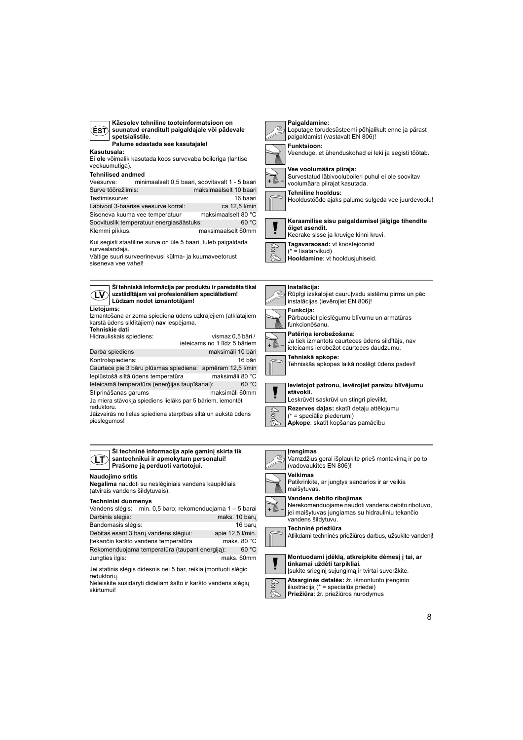## EST

**Käesolev tehniline tooteinformatsioon on suunatud eranditult paigaldajale või pädevale spetsialistile.**
**Palume edastada see kasutajale!**

**Kasutusala:**
Ei **ole** võimalik kasutada koos survevaba boileriga (lahtise veekuumutiga).

**Tehnilised andmed**

| | |
|---|---|
| Veesurve: | minimaalselt 0,5 baari, soovitavalt 1 - 5 baari |
| Surve töörežiimis: | maksimaalselt 10 baari |
| Testimissurve: | 16 baari |
| Läbivool 3-baarise veesurve korral: | ca 12,5 l/min |
| Siseneva kuuma vee temperatuur | maksimaalselt 80 °C |
| Soovituslik temperatuur energiasäästuks: | 60 °C |
| Klemmi pikkus: | maksimaalselt 60mm |

Kui segisti staatiline surve on üle 5 baari, tuleb paigaldada survealandaja.
Vältige suuri surveerinevusi külma- ja kuumaveetorust siseneva vee vahel!

**Paigaldamine:**
Loputage torudesüsteemi põhjalikult enne ja pärast paigaldamist (vastavalt EN 806)!

**Funktsioon:**
Veenduge, et ühenduskohad ei leki ja segisti töötab.

**Vee voolumäära piiraja:**
Survestatud läbivooluboileri puhul ei ole soovitav voolumäära piirajat kasutada.

**Tehniline hooldus:**
Hooldustööde ajaks palume sulgeda vee juurdevoolu!

**Keraamilise sisu paigaldamisel jälgige tihendite õiget asendit.**
Keerake sisse ja kruvige kinni kruvi.

**Tagavaraosad:** vt koostejoonist
(* = lisatarvikud)
**Hooldamine**: vt hooldusjuhiseid.

## LV

**Šī tehniskā informācija par produktu ir paredzēta tikai uzstādītājam vai profesionāliem speciālistiem!**
**Lūdzam nodot izmantotājam!**

**Lietojums:**
Izmantošana ar zema spiediena ūdens uzkrājējiem (atklātajiem karstā ūdens sildītājiem) **nav** iespējama.

**Tehniskie dati**

| | |
|---|---|
| Hidrauliskais spiediens: | vismaz 0,5 bāri / ieteicams no 1 līdz 5 bāriem |
| Darba spiediens | maksimāli 10 bāri |
| Kontrolspiediens: | 16 bāri |
| Caurtece pie 3 bāru plūsmas spiediena: | apmēram 12,5 l/min |
| Ieplūstošā siltā ūdens temperatūra | maksimāli 80 °C |
| Ieteicamā temperatūra (enerģijas taupīšanai): | 60 °C |
| Stiprināšanas garums | maksimāli 60mm |

Ja miera stāvokļa spiediens lielāks par 5 bāriem, iemontēt reduktoru.
Jāizvairās no lielas spiediena starpības siltā un aukstā ūdens pieslēgumos!

**Instalācija:**
Rūpīgi izskalojiet cauruļvadu sistēmu pirms un pēc instalācijas (ievērojiet EN 806)!

**Funkcija:**
Pārbaudiet pieslēgumu blīvumu un armatūras funkcionēšanu.

**Patēriņa ierobežošana:**
Ja tiek izmantots caurteces ūdens sildītājs, nav ieteicams ierobežot caurteces daudzumu.

**Tehniskā apkope:**
Tehniskās apkopes laikā noslēgt ūdens padevi!

**Ievietojot patronu, ievērojiet pareizu blīvējumu stāvokli.**
Leskrūvēt saskrūvi un stingri pievilkt.

**Rezerves daļas:** skatīt detaļu attēlojumu
(* = speciālie piederumi)
**Apkope**: skatīt kopšanas pamācību

## LT

**Ši techninė informacija apie gaminį skirta tik santechnikui ir apmokytam personalui!**
**Prašome ją perduoti vartotojui.**

**Naudojimo sritis**
**Negalima** naudoti su neslėginiais vandens kaupikliais (atvirais vandens šildytuvais).

**Techniniai duomenys**

| | |
|---|---|
| Vandens slėgis: | min. 0,5 baro; rekomenduojama 1 – 5 barai |
| Darbinis slėgis: | maks. 10 barų |
| Bandomasis slėgis: | 16 barų |
| Debitas esant 3 barų vandens slėgiui: | apie 12,5 l/min. |
| Įtekančio karšto vandens temperatūra | maks. 80 °C |
| Rekomenduojama temperatūra (taupant energiją): | 60 °C |
| Jungties ilgis: | maks. 60mm |

Jei statinis slėgis didesnis nei 5 bar, reikia įmontuoti slėgio reduktorių.
Neleiskite susidaryti dideliam šalto ir karšto vandens slėgių skirtumui!

**Įrengimas**
Vamzdžius gerai išplaukite prieš montavimą ir po to (vadovaukitės EN 806)!

**Veikimas**
Patikrinkite, ar jungtys sandarios ir ar veikia maišytuvas.

**Vandens debito ribojimas**
Nerekomenduojame naudoti vandens debito ribotuvo, jei maišytuvas jungiamas su hidrauliniu tekančio vandens šildytuvu.

**Techninė priežiūra**
Atlikdami techninės priežiūros darbus, užsukite vandenį!

**Montuodami įdėklą, atkreipkite dėmesį į tai, ar tinkamai uždėti tarpikliai.**
Įsukite srieginį sujungimą ir tvirtai suveržkite.

**Atsarginės detalės:** žr. išmontuoto įrenginio iliustraciją (* = specialūs priedai)
**Priežiūra**: žr. priežiūros nurodymus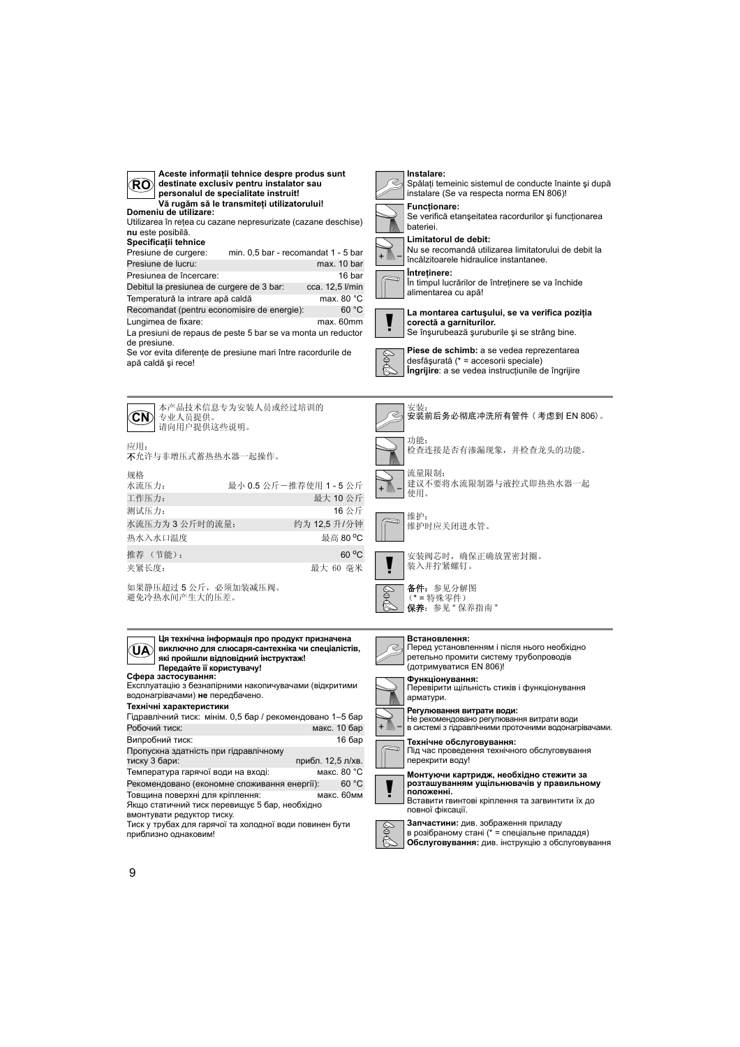**RO**

**Aceste informații tehnice despre produs sunt destinate exclusiv pentru instalator sau personalul de specialitate instruit!**
**Vă rugăm să le transmiteți utilizatorului!**

**Domeniu de utilizare:**
Utilizarea în rețea cu cazane nepresurizate (cazane deschise) **nu** este posibilă.

**Specificații tehnice**

| | |
|---|---|
| Presiune de curgere: | min. 0,5 bar - recomandat 1 - 5 bar |
| Presiune de lucru: | max. 10 bar |
| Presiunea de încercare: | 16 bar |
| Debitul la presiunea de curgere de 3 bar: | cca. 12,5 l/min |
| Temperatură la intrare apă caldă | max. 80 °C |
| Recomandat (pentru economisire de energie): | 60 °C |
| Lungimea de fixare: | max. 60mm |

La presiuni de repaus de peste 5 bar se va monta un reductor de presiune.
Se vor evita diferențe de presiune mari între racordurile de apă caldă și rece!

**Instalare:**
Spălați temeinic sistemul de conducte înainte și după instalare (Se va respecta norma EN 806)!

**Funcționare:**
Se verifică etanșeitatea racordurilor și funcționarea bateriei.

**Limitatorul de debit:**
Nu se recomandă utilizarea limitatorului de debit la încălzitoarele hidraulice instantanee.

**Întreținere:**
În timpul lucrărilor de întreținere se va închide alimentarea cu apă!

**La montarea cartușului, se va verifica poziția corectă a garniturilor.**
Se înșurubează șuruburile și se strâng bine.

**Piese de schimb:** a se vedea reprezentarea desfășurată (* = accesorii speciale)
**Îngrijire**: a se vedea instrucțiunile de îngrijire

---

**CN**

本产品技术信息专为安装人员或经过培训的专业人员提供。
请向用户提供这些说明。

应用：
**不**允许与非增压式蓄热热水器一起操作。

规格

| | |
|---|---|
| 水流压力： | 最小 0.5 公斤－推荐使用 1 - 5 公斤 |
| 工作压力： | 最大 10 公斤 |
| 测试压力： | 16 公斤 |
| 水流压力为 3 公斤时的流量： | 约为 12,5 升/分钟 |
| 热水入水口温度 | 最高 80 ºC |
| 推荐 （节能）： | 60 ºC |
| 夹紧长度： | 最大 60 毫米 |

如果静压超过 5 公斤，必须加装减压阀。
避免冷热水间产生大的压差。

安装：
**安装前后务必彻底冲洗所有管件（考虑到 EN 806）。**

功能：
检查连接是否有渗漏现象，并检查龙头的功能。

流量限制：
建议不要将水流限制器与液控式即热热水器一起使用。

维护：
维护时应关闭进水管。

安装阀芯时，确保正确放置密封圈。
装入并拧紧螺钉。

**备件**：参见分解图
（* = 特殊零件）
**保养**：参见 " 保养指南 "

---

**UA**

**Ця технічна інформація про продукт призначена виключно для слюсаря-сантехніка чи спеціалістів, які пройшли відповідний інструктаж!**
**Передайте її користувачу!**

**Сфера застосування:**
Експлуатацію з безнапірними накопичувачами (відкритими водонагрівачами) **не** передбачено.

**Технічні характеристики**

| | |
|---|---|
| Гідравлічний тиск: | мінім. 0,5 бар / рекомендовано 1–5 бар |
| Робочий тиск: | макс. 10 бар |
| Випробний тиск: | 16 бар |
| Пропускна здатність при гідравлічному тиску 3 бари: | прибл. 12,5 л/хв. |
| Температура гарячої води на вході: | макс. 80 °C |
| Рекомендовано (економне споживання енергії): | 60 °C |
| Товщина поверхні для кріплення: | макс. 60мм |

Якщо статичний тиск перевищує 5 бар, необхідно вмонтувати редуктор тиску.
Тиск у трубах для гарячої та холодної води повинен бути приблизно однаковим!

**Встановлення:**
Перед установленням і після нього необхідно ретельно промити систему трубопроводів (дотримуватися EN 806)!

**Функціонування:**
Перевірити щільність стиків і функціонування арматури.

**Регулювання витрати води:**
Не рекомендовано регулювання витрати води в системі з гідравлічними проточними водонагрівачами.

**Технічне обслуговування:**
Під час проведення технічного обслуговування перекрити воду!

**Монтуючи картридж, необхідно стежити за розташуванням ущільнювачів у правильному положенні.**
Вставити гвинтові кріплення та загвинтити їх до повної фіксації.

**Запчастини:** див. зображення приладу в розібраному стані (* = спеціальне приладдя)
**Обслуговування:** див. інструкцію з обслуговування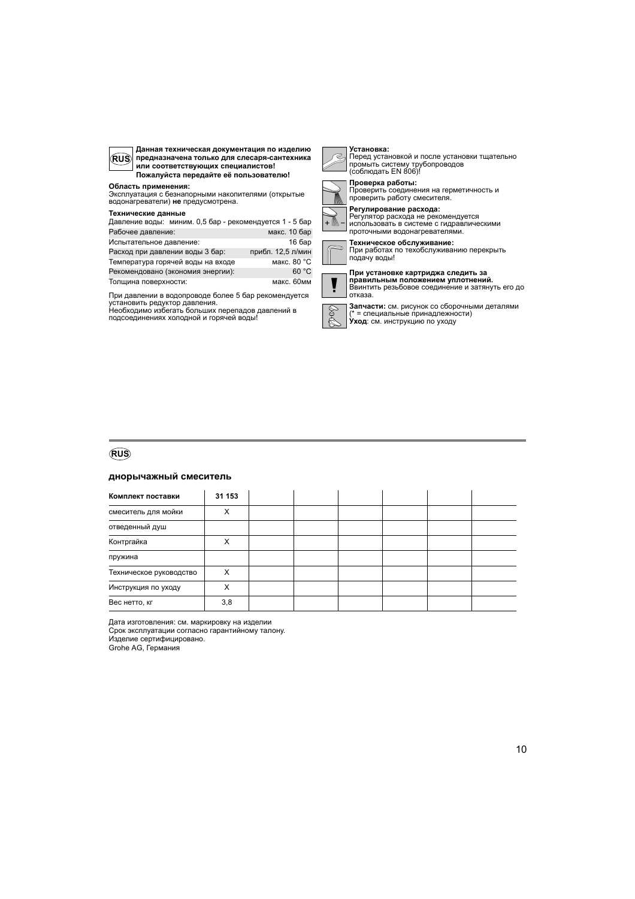**RUS**

**Данная техническая документация по изделию предназначена только для слесаря-сантехника или соответствующих специалистов! Пожалуйста передайте её пользователю!**

**Область применения:**
Эксплуатация с безнапорными накопителями (открытые водонагреватели) **не** предусмотрена.

**Технические данные**
Давление воды: миним. 0,5 бар - рекомендуется 1 - 5 бар

| | |
|---|---|
| Рабочее давление: | макс. 10 бар |
| Испытательное давление: | 16 бар |
| Расход при давлении воды 3 бар: | прибл. 12,5 л/мин |
| Температура горячей воды на входе | макс. 80 °C |
| Рекомендовано (экономия энергии): | 60 °C |
| Толщина поверхности: | макс. 60мм |

При давлении в водопроводе более 5 бар рекомендуется установить редуктор давления.
Необходимо избегать больших перепадов давлений в подсоединениях холодной и горячей воды!

**Установка:**
Перед установкой и после установки тщательно промыть систему трубопроводов (соблюдать EN 806)!

**Проверка работы:**
Проверить соединения на герметичность и проверить работу смесителя.

**Регулирование расхода:**
Регулятор расхода не рекомендуется использовать в системе с гидравлическими проточными водонагревателями.

**Техническое обслуживание:**
При работах по техобслуживанию перекрыть подачу воды!

**При установке картриджа следить за правильным положением уплотнений.**
Ввинтить резьбовое соединение и затянуть его до отказа.

**Запчасти:** см. рисунок со сборочными деталями (* = специальные принадлежности)
**Уход**: см. инструкцию по уходу

---

**RUS**

### днорычажный смеситель

| **Комплект поставки** | **31 153** | | | | | | |
|---|---|---|---|---|---|---|---|
| смеситель для мойки | X | | | | | | |
| отведенный душ | | | | | | | |
| Контргайка | X | | | | | | |
| пружина | | | | | | | |
| Техническое руководство | X | | | | | | |
| Инструкция по уходу | X | | | | | | |
| Вес нетто, кг | 3,8 | | | | | | |

Дата изготовления: см. маркировку на изделии
Срок эксплуатации согласно гарантийному талону.
Изделие сертифицировано.
Grohe AG, Германия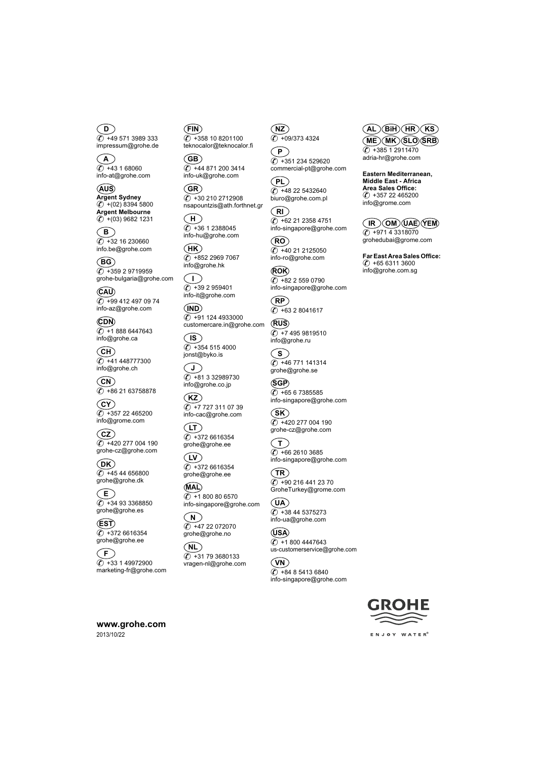**D**
✆ +49 571 3989 333
impressum@grohe.de

**A**
✆ +43 1 68060
info-at@grohe.com

**AUS**
**Argent Sydney**
✆ +(02) 8394 5800
**Argent Melbourne**
✆ +(03) 9682 1231

**B**
✆ +32 16 230660
info.be@grohe.com

**BG**
✆ +359 2 9719959
grohe-bulgaria@grohe.com

**CAU**
✆ +99 412 497 09 74
info-az@grohe.com

**CDN**
✆ +1 888 6447643
info@grohe.ca

**CH**
✆ +41 448777300
info@grohe.ch

**CN**
✆ +86 21 63758878

**CY**
✆ +357 22 465200
info@grome.com

**CZ**
✆ +420 277 004 190
grohe-cz@grohe.com

**DK**
✆ +45 44 656800
grohe@grohe.dk

**E**
✆ +34 93 3368850
grohe@grohe.es

**EST**
✆ +372 6616354
grohe@grohe.ee

**F**
✆ +33 1 49972900
marketing-fr@grohe.com

**FIN**
✆ +358 10 8201100
teknocalor@teknocalor.fi

**GB**
✆ +44 871 200 3414
info-uk@grohe.com

**GR**
✆ +30 210 2712908
nsapountzis@ath.forthnet.gr

**H**
✆ +36 1 2388045
info-hu@grohe.com

**HK**
✆ +852 2969 7067
info@grohe.hk

**I**
✆ +39 2 959401
info-it@grohe.com

**IND**
✆ +91 124 4933000
customercare.in@grohe.com

**IS**
✆ +354 515 4000
jonst@byko.is

**J**
✆ +81 3 32989730
info@grohe.co.jp

**KZ**
✆ +7 727 311 07 39
info-cac@grohe.com

**LT**
✆ +372 6616354
grohe@grohe.ee

**LV**
✆ +372 6616354
grohe@grohe.ee

**MAL**
✆ +1 800 80 6570
info-singapore@grohe.com

**N**
✆ +47 22 072070
grohe@grohe.no

**NL**
✆ +31 79 3680133
vragen-nl@grohe.com

**NZ**
✆ +09/373 4324

**P**
✆ +351 234 529620
commercial-pt@grohe.com

**PL**
✆ +48 22 5432640
biuro@grohe.com.pl

**RI**
✆ +62 21 2358 4751
info-singapore@grohe.com

**RO**
✆ +40 21 2125050
info-ro@grohe.com

**ROK**
✆ +82 2 559 0790
info-singapore@grohe.com

**RP**
✆ +63 2 8041617

**RUS**
✆ +7 495 9819510
info@grohe.ru

**S**
✆ +46 771 141314
grohe@grohe.se

**SGP**
✆ +65 6 7385585
info-singapore@grohe.com

**SK**
✆ +420 277 004 190
grohe-cz@grohe.com

**T**
✆ +66 2610 3685
info-singapore@grohe.com

**TR**
✆ +90 216 441 23 70
GroheTurkey@grome.com

**UA**
✆ +38 44 5375273
info-ua@grohe.com

**USA**
✆ +1 800 4447643
us-customerservice@grohe.com

**VN**
✆ +84 8 5413 6840
info-singapore@grohe.com

**AL BiH HR KS ME MK SLO SRB**
✆ +385 1 2911470
adria-hr@grohe.com

**Eastern Mediterranean, Middle East - Africa Area Sales Office:**
✆ +357 22 465200
info@grome.com

**IR OM UAE YEM**
✆ +971 4 3318070
grohedubai@grome.com

**Far East Area Sales Office:**
✆ +65 6311 3600
info@grohe.com.sg

**www.grohe.com**
2013/10/22

GROHE
ENJOY WATER®